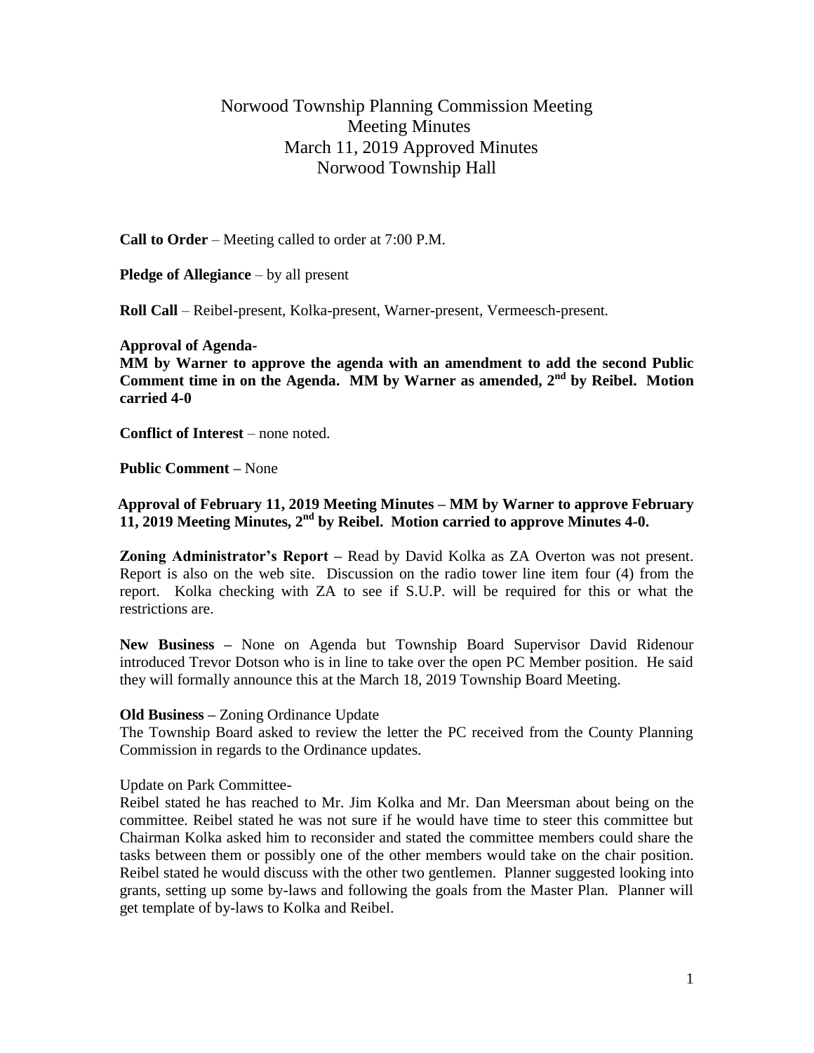# Norwood Township Planning Commission Meeting
## Meeting Minutes
## March 11, 2019 Approved Minutes
## Norwood Township Hall

**Call to Order** – Meeting called to order at 7:00 P.M.

**Pledge of Allegiance** – by all present

**Roll Call** – Reibel-present, Kolka-present, Warner-present, Vermeesch-present.

**Approval of Agenda-**
**MM by Warner to approve the agenda with an amendment to add the second Public Comment time in on the Agenda. MM by Warner as amended, 2nd by Reibel. Motion carried 4-0**

**Conflict of Interest** – none noted.

**Public Comment –** None

**Approval of February 11, 2019 Meeting Minutes – MM by Warner to approve February 11, 2019 Meeting Minutes, 2nd by Reibel. Motion carried to approve Minutes 4-0.**

**Zoning Administrator's Report –** Read by David Kolka as ZA Overton was not present. Report is also on the web site. Discussion on the radio tower line item four (4) from the report. Kolka checking with ZA to see if S.U.P. will be required for this or what the restrictions are.

**New Business –** None on Agenda but Township Board Supervisor David Ridenour introduced Trevor Dotson who is in line to take over the open PC Member position. He said they will formally announce this at the March 18, 2019 Township Board Meeting.

**Old Business –** Zoning Ordinance Update
The Township Board asked to review the letter the PC received from the County Planning Commission in regards to the Ordinance updates.

Update on Park Committee-
Reibel stated he has reached to Mr. Jim Kolka and Mr. Dan Meersman about being on the committee. Reibel stated he was not sure if he would have time to steer this committee but Chairman Kolka asked him to reconsider and stated the committee members could share the tasks between them or possibly one of the other members would take on the chair position. Reibel stated he would discuss with the other two gentlemen. Planner suggested looking into grants, setting up some by-laws and following the goals from the Master Plan. Planner will get template of by-laws to Kolka and Reibel.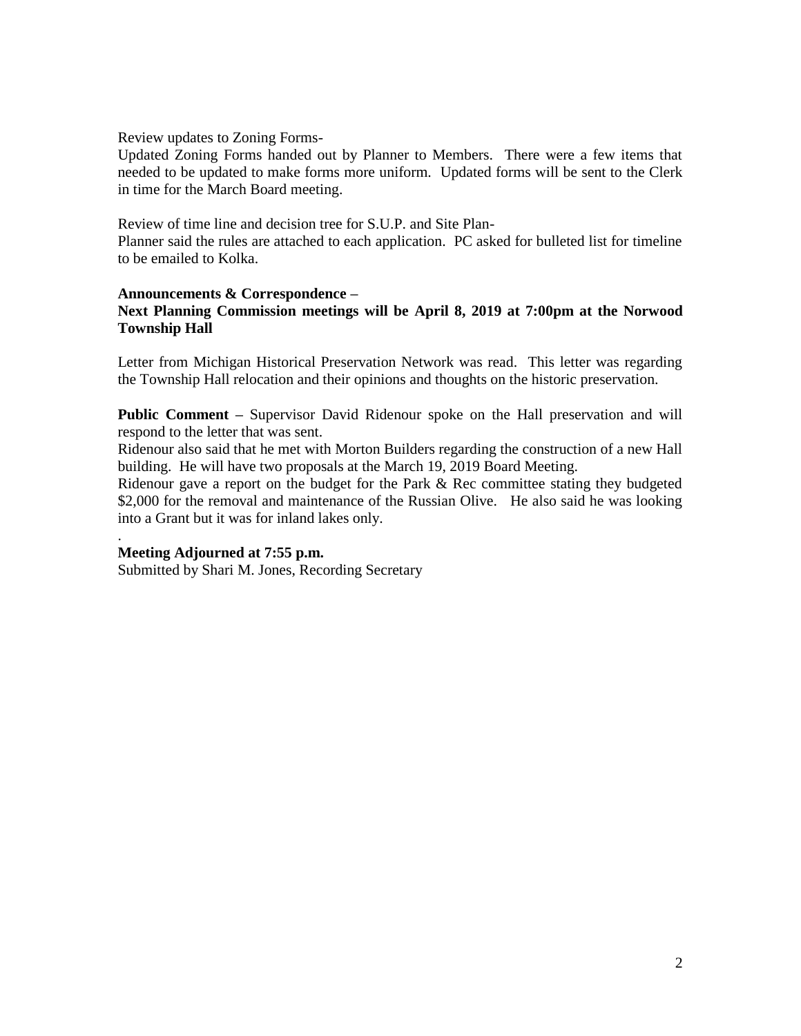Review updates to Zoning Forms-

Updated Zoning Forms handed out by Planner to Members. There were a few items that needed to be updated to make forms more uniform. Updated forms will be sent to the Clerk in time for the March Board meeting.

Review of time line and decision tree for S.U.P. and Site Plan-

Planner said the rules are attached to each application. PC asked for bulleted list for timeline to be emailed to Kolka.

**Announcements & Correspondence –**

**Next Planning Commission meetings will be April 8, 2019 at 7:00pm at the Norwood Township Hall**

Letter from Michigan Historical Preservation Network was read. This letter was regarding the Township Hall relocation and their opinions and thoughts on the historic preservation.

**Public Comment –** Supervisor David Ridenour spoke on the Hall preservation and will respond to the letter that was sent.

Ridenour also said that he met with Morton Builders regarding the construction of a new Hall building. He will have two proposals at the March 19, 2019 Board Meeting.

Ridenour gave a report on the budget for the Park & Rec committee stating they budgeted $2,000 for the removal and maintenance of the Russian Olive. He also said he was looking into a Grant but it was for inland lakes only.

.

**Meeting Adjourned at 7:55 p.m.**

Submitted by Shari M. Jones, Recording Secretary